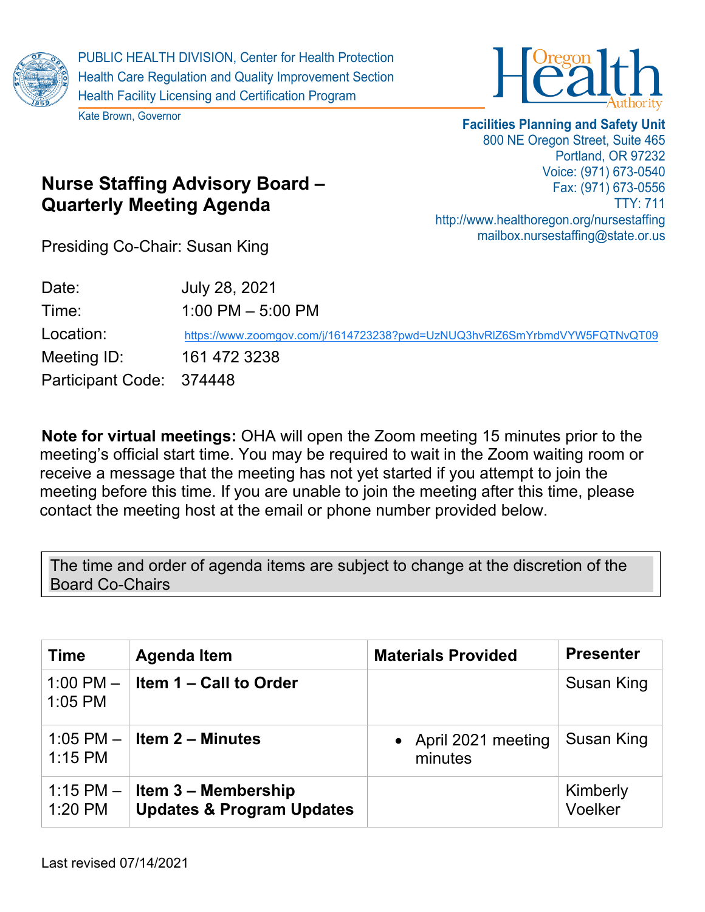PUBLIC HEALTH DIVISION, Center for Health Protection
Health Care Regulation and Quality Improvement Section
Health Facility Licensing and Certification Program

Kate Brown, Governor

**Facilities Planning and Safety Unit**
800 NE Oregon Street, Suite 465
Portland, OR 97232
Voice: (971) 673-0540
Fax: (971) 673-0556
TTY: 711
http://www.healthoregon.org/nursestaffing
mailbox.nursestaffing@state.or.us

# Nurse Staffing Advisory Board – Quarterly Meeting Agenda

Presiding Co-Chair: Susan King

| | |
|---|---|
| Date: | July 28, 2021 |
| Time: | 1:00 PM – 5:00 PM |
| Location: | https://www.zoomgov.com/j/1614723238?pwd=UzNUQ3hvRlZ6SmYrbmdVYW5FQTNvQT09 |
| Meeting ID: | 161 472 3238 |
| Participant Code: | 374448 |

**Note for virtual meetings:** OHA will open the Zoom meeting 15 minutes prior to the meeting's official start time. You may be required to wait in the Zoom waiting room or receive a message that the meeting has not yet started if you attempt to join the meeting before this time. If you are unable to join the meeting after this time, please contact the meeting host at the email or phone number provided below.

The time and order of agenda items are subject to change at the discretion of the Board Co-Chairs

| Time | Agenda Item | Materials Provided | Presenter |
|---|---|---|---|
| 1:00 PM – 1:05 PM | **Item 1 – Call to Order** | | Susan King |
| 1:05 PM – 1:15 PM | **Item 2 – Minutes** | • April 2021 meeting minutes | Susan King |
| 1:15 PM – 1:20 PM | **Item 3 – Membership Updates & Program Updates** | | Kimberly Voelker |

Last revised 07/14/2021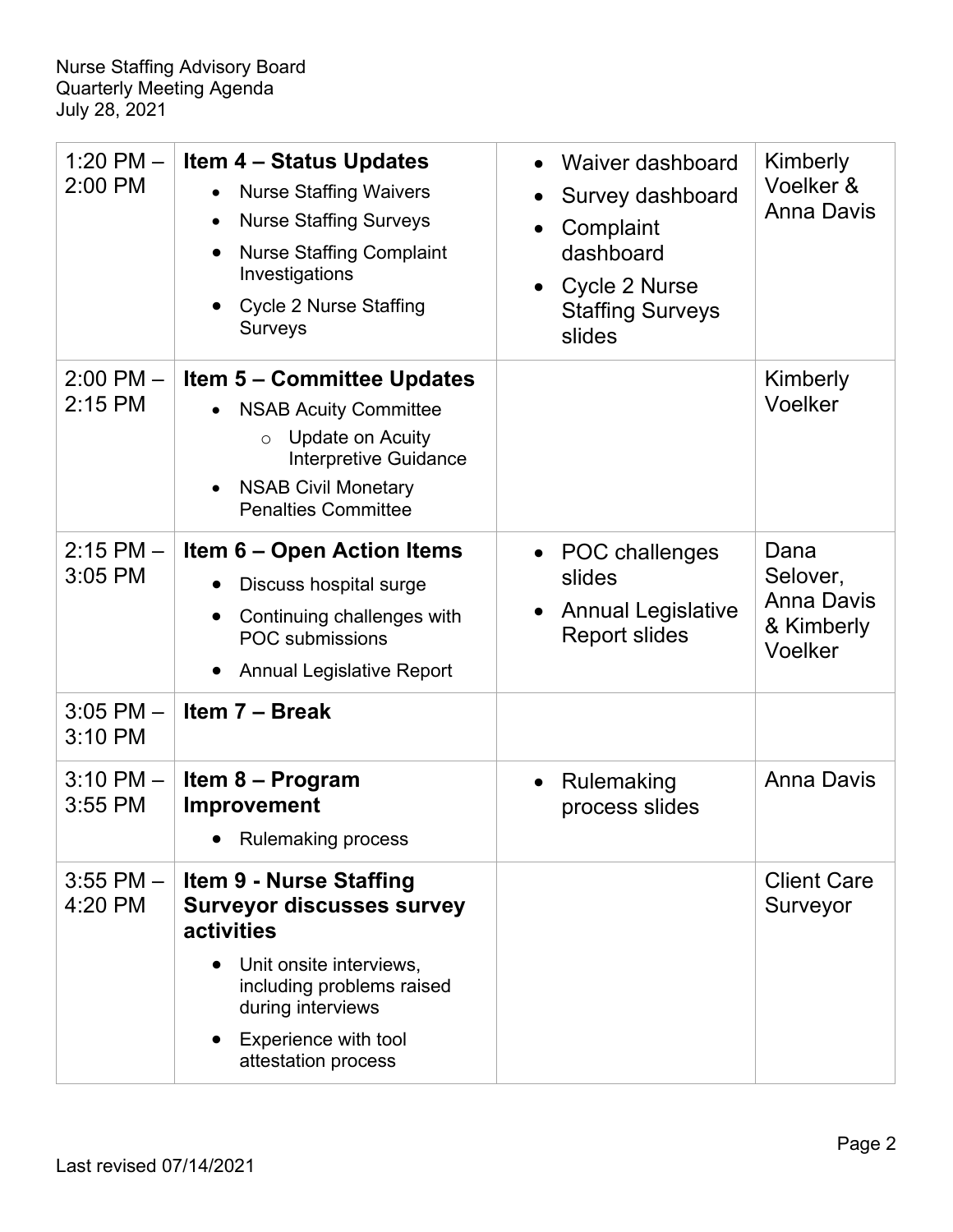| 1:20 PM – 2:00 PM | **Item 4 – Status Updates**<br>• Nurse Staffing Waivers<br>• Nurse Staffing Surveys<br>• Nurse Staffing Complaint Investigations<br>• Cycle 2 Nurse Staffing Surveys | • Waiver dashboard<br>• Survey dashboard<br>• Complaint dashboard<br>• Cycle 2 Nurse Staffing Surveys slides | Kimberly Voelker & Anna Davis |
|---|---|---|---|
| 2:00 PM – 2:15 PM | **Item 5 – Committee Updates**<br>• NSAB Acuity Committee<br>  ○ Update on Acuity Interpretive Guidance<br>• NSAB Civil Monetary Penalties Committee | | Kimberly Voelker |
| 2:15 PM – 3:05 PM | **Item 6 – Open Action Items**<br>• Discuss hospital surge<br>• Continuing challenges with POC submissions<br>• Annual Legislative Report | • POC challenges slides<br>• Annual Legislative Report slides | Dana Selover, Anna Davis & Kimberly Voelker |
| 3:05 PM – 3:10 PM | **Item 7 – Break** | | |
| 3:10 PM – 3:55 PM | **Item 8 – Program Improvement**<br>• Rulemaking process | • Rulemaking process slides | Anna Davis |
| 3:55 PM – 4:20 PM | **Item 9 - Nurse Staffing Surveyor discusses survey activities**<br>• Unit onsite interviews, including problems raised during interviews<br>• Experience with tool attestation process | | Client Care Surveyor |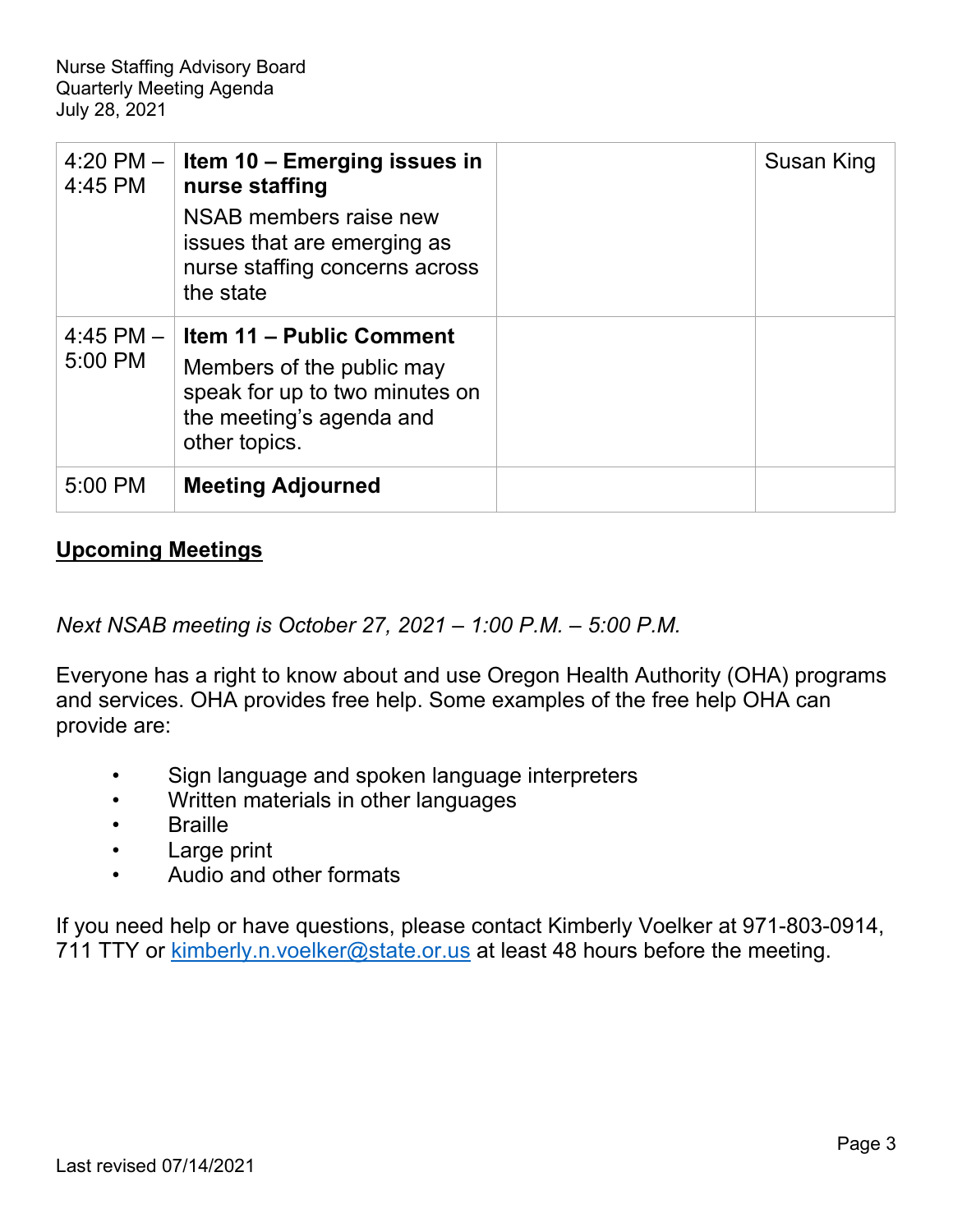| | | | |
|---|---|---|---|
| 4:20 PM – 4:45 PM | **Item 10 – Emerging issues in nurse staffing**<br>NSAB members raise new issues that are emerging as nurse staffing concerns across the state | | Susan King |
| 4:45 PM – 5:00 PM | **Item 11 – Public Comment**<br>Members of the public may speak for up to two minutes on the meeting's agenda and other topics. | | |
| 5:00 PM | **Meeting Adjourned** | | |

## Upcoming Meetings

*Next NSAB meeting is October 27, 2021 – 1:00 P.M. – 5:00 P.M.*

Everyone has a right to know about and use Oregon Health Authority (OHA) programs and services. OHA provides free help. Some examples of the free help OHA can provide are:

- Sign language and spoken language interpreters
- Written materials in other languages
- Braille
- Large print
- Audio and other formats

If you need help or have questions, please contact Kimberly Voelker at 971-803-0914, 711 TTY or kimberly.n.voelker@state.or.us at least 48 hours before the meeting.

Last revised 07/14/2021